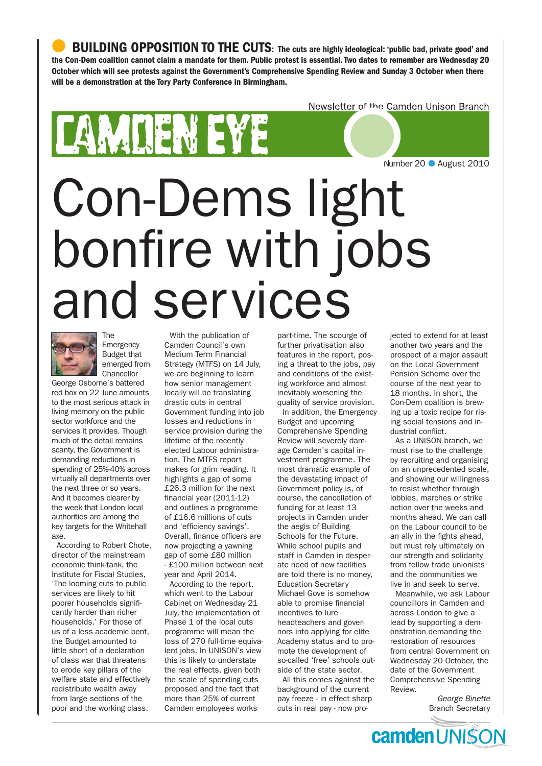**BUILDING OPPOSITION TO THE CUTS: The cuts are highly ideological: 'public bad, private good' and the Con-Dem coalition cannot claim a mandate for them. Public protest is essential. Two dates to remember are Wednesday 20 October which will see protests against the Government's Comprehensive Spending Review and Sunday 3 October when there will be a demonstration at the Tory Party Conference in Birmingham.**

Newsletter of the Camden Unison Branch

# CAMDEN EYE

Number 20 • August 2010

# Con-Dems light bonfire with jobs and services

The Emergency Budget that emerged from Chancellor George Osborne's battered red box on 22 June amounts to the most serious attack in living memory on the public sector workforce and the services it provides. Though much of the detail remains scanty, the Government is demanding reductions in spending of 25%-40% across virtually all departments over the next three or so years. And it becomes clearer by the week that London local authorities are among the key targets for the Whitehall axe.

According to Robert Chote, director of the mainstream economic think-tank, the Institute for Fiscal Studies, 'The looming cuts to public services are likely to hit poorer households significantly harder than richer households.' For those of us of a less academic bent, the Budget amounted to little short of a declaration of class war that threatens to erode key pillars of the welfare state and effectively redistribute wealth away from large sections of the poor and the working class.

With the publication of Camden Council's own Medium Term Financial Strategy (MTFS) on 14 July, we are beginning to learn how senior management locally will be translating drastic cuts in central Government funding into job losses and reductions in service provision during the lifetime of the recently elected Labour administration. The MTFS report makes for grim reading. It highlights a gap of some £26.3 million for the next financial year (2011-12) and outlines a programme of £16.6 millions of cuts and 'efficiency savings'. Overall, finance officers are now projecting a yawning gap of some £80 million - £100 million between next year and April 2014.

According to the report, which went to the Labour Cabinet on Wednesday 21 July, the implementation of Phase 1 of the local cuts programme will mean the loss of 270 full-time equivalent jobs. In UNISON's view this is likely to understate the real effects, given both the scale of spending cuts proposed and the fact that more than 25% of current Camden employees works part-time. The scourge of further privatisation also features in the report, posing a threat to the jobs, pay and conditions of the existing workforce and almost inevitably worsening the quality of service provision.

In addition, the Emergency Budget and upcoming Comprehensive Spending Review will severely damage Camden's capital investment programme. The most dramatic example of the devastating impact of Government policy is, of course, the cancellation of funding for at least 13 projects in Camden under the aegis of Building Schools for the Future. While school pupils and staff in Camden in desperate need of new facilities are told there is no money, Education Secretary Michael Gove is somehow able to promise financial incentives to lure headteachers and governors into applying for elite Academy status and to promote the development of so-called 'free' schools outside of the state sector.

All this comes against the background of the current pay freeze - in effect sharp cuts in real pay - now projected to extend for at least another two years and the prospect of a major assault on the Local Government Pension Scheme over the course of the next year to 18 months. In short, the Con-Dem coalition is brewing up a toxic recipe for rising social tensions and industrial conflict.

As a UNISON branch, we must rise to the challenge by recruiting and organising on an unprecedented scale, and showing our willingness to resist whether through lobbies, marches or strike action over the weeks and months ahead. We can call on the Labour council to be an ally in the fights ahead, but must rely ultimately on our strength and solidarity from fellow trade unionists and the communities we live in and seek to serve.

Meanwhile, we ask Labour councillors in Camden and across London to give a lead by supporting a demonstration demanding the restoration of resources from central Government on Wednesday 20 October, the date of the Government Comprehensive Spending Review.

*George Binette*
Branch Secretary

camden UNISON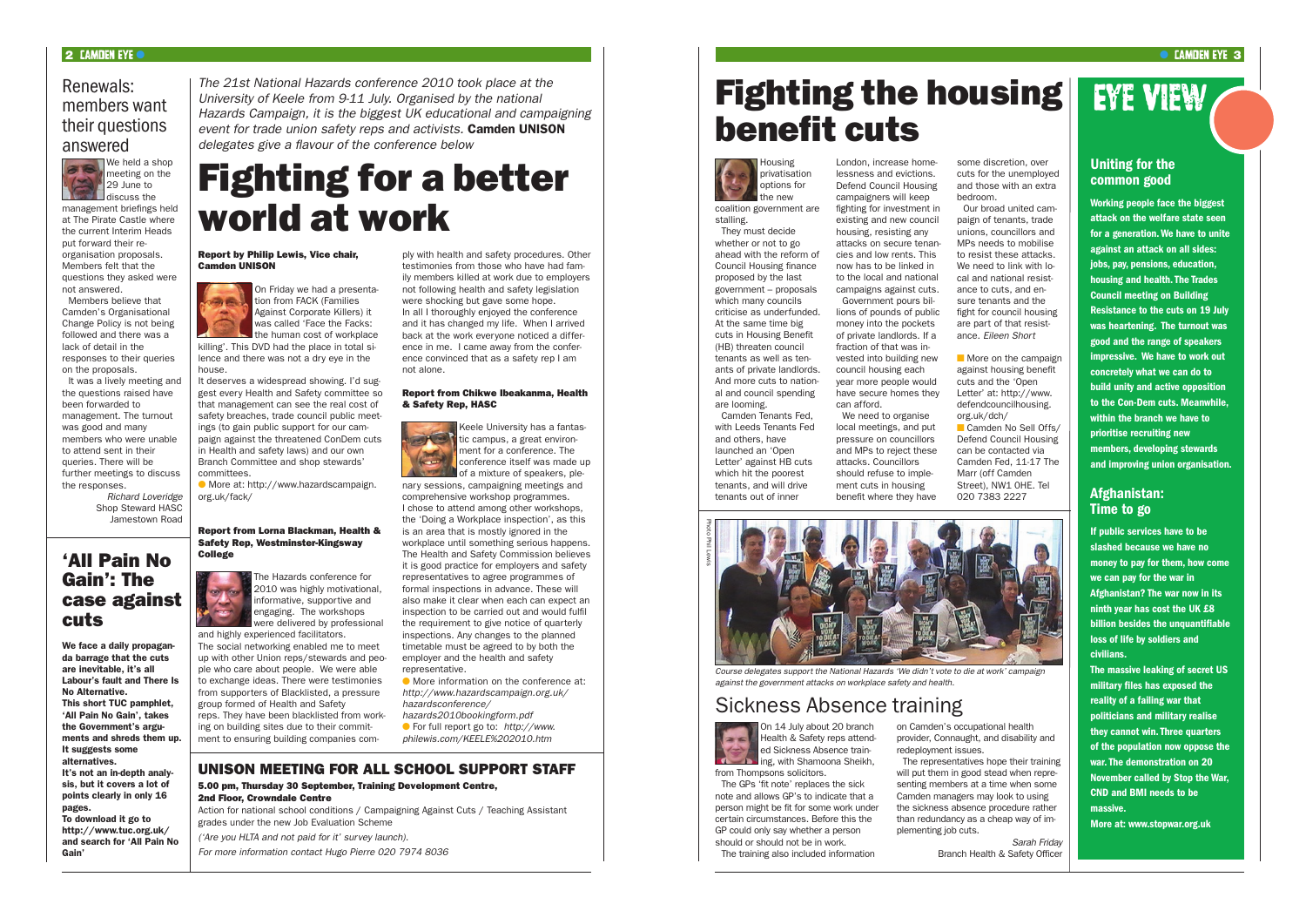## Renewals: members want their questions answered

We held a shop meeting on the 29 June to discuss the management briefings held at The Pirate Castle where the current Interim Heads put forward their re-organisation proposals. Members felt that the questions they asked were not answered.

Members believe that Camden's Organisational Change Policy is not being followed and there was a lack of detail in the responses to their queries on the proposals.

It was a lively meeting and the questions raised have been forwarded to management. The turnout was good and many members who were unable to attend sent in their queries. There will be further meetings to discuss the responses.

*Richard Loveridge*
Shop Steward HASC
Jamestown Road

## 'All Pain No Gain': The case against cuts

**We face a daily propaganda barrage that the cuts are inevitable, it's all Labour's fault and There Is No Alternative.**

**This short TUC pamphlet, 'All Pain No Gain', takes the Government's arguments and shreds them up. It suggests some alternatives.**

**It's not an in-depth analysis, but it covers a lot of points clearly in only 16 pages.**

**To download it go to http://www.tuc.org.uk/ and search for 'All Pain No Gain'**

*The 21st National Hazards conference 2010 took place at the University of Keele from 9-11 July. Organised by the national Hazards Campaign, it is the biggest UK educational and campaigning event for trade union safety reps and activists.* **Camden UNISON** *delegates give a flavour of the conference below*

# Fighting for a better world at work

#### Report by Philip Lewis, Vice chair, Camden UNISON

On Friday we had a presentation from FACK (Families Against Corporate Killers) it was called 'Face the Facks: the human cost of workplace killing'. This DVD had the place in total silence and there was not a dry eye in the house.

It deserves a widespread showing. I'd suggest every Health and Safety committee so that management can see the real cost of safety breaches, trade council public meetings (to gain public support for our campaign against the threatened ConDem cuts in Health and safety laws) and our own Branch Committee and shop stewards' committees.

● More at: http://www.hazardscampaign.org.uk/fack/

#### Report from Lorna Blackman, Health & Safety Rep, Westminster-Kingsway College

The Hazards conference for 2010 was highly motivational, informative, supportive and engaging. The workshops were delivered by professional and highly experienced facilitators.

The social networking enabled me to meet up with other Union reps/stewards and people who care about people. We were able to exchange ideas. There were testimonies from supporters of Blacklisted, a pressure group formed of Health and Safety reps. They have been blacklisted from working on building sites due to their commitment to ensuring building companies comply with health and safety procedures. Other testimonies from those who have had family members killed at work due to employers not following health and safety legislation were shocking but gave some hope.

In all I thoroughly enjoyed the conference and it has changed my life. When I arrived back at the work everyone noticed a difference in me. I came away from the conference convinced that as a safety rep I am not alone.

#### Report from Chikwe Ibeakanma, Health & Safety Rep, HASC

Keele University has a fantastic campus, a great environment for a conference. The conference itself was made up of a mixture of speakers, plenary sessions, campaigning meetings and comprehensive workshop programmes.

I chose to attend among other workshops, the 'Doing a Workplace inspection', as this is an area that is mostly ignored in the workplace until something serious happens. The Health and Safety Commission believes it is good practice for employers and safety representatives to agree programmes of formal inspections in advance. These will also make it clear when each can expect an inspection to be carried out and would fulfil the requirement to give notice of quarterly inspections. Any changes to the planned timetable must be agreed to by both the employer and the health and safety representative.

● More information on the conference at: *http://www.hazardscampaign.org.uk/hazardsconference/hazards2010bookingform.pdf*

● For full report go to: *http://www.philewis.com/KEELE%202010.htm*

### UNISON MEETING FOR ALL SCHOOL SUPPORT STAFF

**5.00 pm, Thursday 30 September, Training Development Centre, 2nd Floor, Crowndale Centre**

Action for national school conditions / Campaigning Against Cuts / Teaching Assistant grades under the new Job Evaluation Scheme

*('Are you HLTA and not paid for it' survey launch).*

*For more information contact Hugo Pierre 020 7974 8036*

# Fighting the housing benefit cuts

Housing privatisation options for the new coalition government are stalling.

They must decide whether or not to go ahead with the reform of Council Housing finance proposed by the last government – proposals which many councils criticise as underfunded. At the same time big cuts in Housing Benefit (HB) threaten council tenants as well as tenants of private landlords. And more cuts to national and council spending are looming.

Camden Tenants Fed, with Leeds Tenants Fed and others, have launched an 'Open Letter' against HB cuts which hit the poorest tenants, and will drive tenants out of inner London, increase homelessness and evictions. Defend Council Housing campaigners will keep fighting for investment in existing and new council housing, resisting any attacks on secure tenancies and low rents. This now has to be linked in to the local and national campaigns against cuts.

Government pours billions of pounds of public money into the pockets of private landlords. If a fraction of that was invested into building new council housing each year more people would have secure homes they can afford.

We need to organise local meetings, and put pressure on councillors and MPs to reject these attacks. Councillors should refuse to implement cuts in housing benefit where they have some discretion, over cuts for the unemployed and those with an extra bedroom.

Our broad united campaign of tenants, trade unions, councillors and MPs needs to mobilise to resist these attacks. We need to link with local and national resistance to cuts, and ensure tenants and the fight for council housing are part of that resistance. *Eileen Short*

■ More on the campaign against housing benefit cuts and the 'Open Letter' at: http://www.defendcouncilhousing.org.uk/dch/

■ Camden No Sell Offs/ Defend Council Housing can be contacted via Camden Fed, 11-17 The Marr (off Camden Street), NW1 0HE. Tel 020 7383 2227

Photo Phil Lewis

*Course delegates support the National Hazards 'We didn't vote to die at work' campaign against the government attacks on workplace safety and health.*

## Sickness Absence training

On 14 July about 20 branch Health & Safety reps attended Sickness Absence training, with Shamoona Sheikh, from Thompsons solicitors.

The GPs 'fit note' replaces the sick note and allows GP's to indicate that a person might be fit for some work under certain circumstances. Before this the GP could only say whether a person should or should not be in work.

The training also included information on Camden's occupational health provider, Connaught, and disability and redeployment issues.

The representatives hope their training will put them in good stead when representing members at a time when some Camden managers may look to using the sickness absence procedure rather than redundancy as a cheap way of implementing job cuts.

*Sarah Friday*
Branch Health & Safety Officer

# EYE VIEW

### Uniting for the common good

**Working people face the biggest attack on the welfare state seen for a generation. We have to unite against an attack on all sides: jobs, pay, pensions, education, housing and health. The Trades Council meeting on Building Resistance to the cuts on 19 July was heartening. The turnout was good and the range of speakers impressive. We have to work out concretely what we can do to build unity and active opposition to the Con-Dem cuts. Meanwhile, within the branch we have to prioritise recruiting new members, developing stewards and improving union organisation.**

### Afghanistan: Time to go

**If public services have to be slashed because we have no money to pay for them, how come we can pay for the war in Afghanistan? The war now in its ninth year has cost the UK £8 billion besides the unquantifiable loss of life by soldiers and civilians.**

**The massive leaking of secret US military files has exposed the reality of a failing war that politicians and military realise they cannot win. Three quarters of the population now oppose the war. The demonstration on 20 November called by Stop the War, CND and BMI needs to be massive.**

**More at: www.stopwar.org.uk**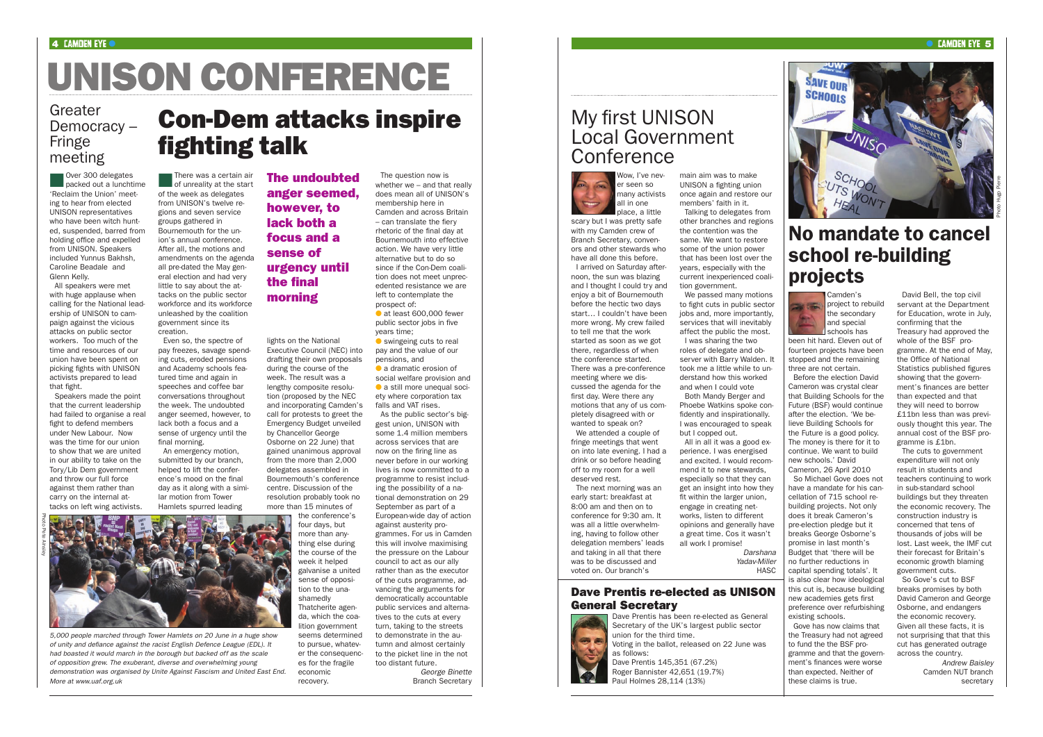# UNISON CONFERENCE

## Greater Democracy – Fringe meeting

Over 300 delegates packed out a lunchtime 'Reclaim the Union' meeting to hear from elected UNISON representatives who have been witch hunted, suspended, barred from holding office and expelled from UNISON. Speakers included Yunnus Bakhsh, Caroline Beadale and Glenn Kelly.

All speakers were met with huge applause when calling for the National leadership of UNISON to campaign against the vicious attacks on public sector workers. Too much of the time and resources of our union have been spent on picking fights with UNISON activists prepared to lead that fight.

Speakers made the point that the current leadership had failed to organise a real fight to defend members under New Labour. Now was the time for our union to show that we are united in our ability to take on the Tory/Lib Dem government and throw our full force against them rather than carry on the internal attacks on left wing activists.

## Con-Dem attacks inspire fighting talk

There was a certain air of unreality at the start of the week as delegates from UNISON's twelve regions and seven service groups gathered in Bournemouth for the union's annual conference. After all, the motions and amendments on the agenda all pre-dated the May general election and had very little to say about the attacks on the public sector workforce and its workforce unleashed by the coalition government since its creation.

Even so, the spectre of pay freezes, savage spending cuts, eroded pensions and Academy schools featured time and again in speeches and coffee bar conversations throughout the week. The undoubted anger seemed, however, to lack both a focus and a sense of urgency until the final morning.

**The undoubted anger seemed, however, to lack both a focus and a sense of urgency until the final morning**

An emergency motion, submitted by our branch, helped to lift the conference's mood on the final day as it along with a similar motion from Tower Hamlets spurred leading lights on the National Executive Council (NEC) into drafting their own proposals during the course of the week. The result was a lengthy composite resolution (proposed by the NEC and incorporating Camden's call for protests to greet the Emergency Budget unveiled by Chancellor George Osborne on 22 June) that gained unanimous approval from the more than 2,000 delegates assembled in Bournemouth's conference centre. Discussion of the resolution probably took no more than 15 minutes of the conference's four days, but more than anything else during the course of the week it helped galvanise a united sense of opposition to the unashamedly Thatcherite agenda, which the coalition government seems determined to pursue, whatever the consequences for the fragile economic recovery.

The question now is whether we – and that really does mean all of UNISON's membership here in Camden and across Britain – can translate the fiery rhetoric of the final day at Bournemouth into effective action. We have very little alternative but to do so since if the Con-Dem coalition does not meet unprecedented resistance we are left to contemplate the prospect of:

- at least 600,000 fewer public sector jobs in five years time;
- swingeing cuts to real pay and the value of our pensions, and
- a dramatic erosion of social welfare provision and
- a still more unequal society where corporation tax falls and VAT rises.

As the public sector's biggest union, UNISON with some 1.4 million members across services that are now on the firing line as never before in our working lives is now committed to a programme to resist including the possibility of a national demonstration on 29 September as part of a European-wide day of action against austerity programmes. For us in Camden this will involve maximising the pressure on the Labour council to act as our ally rather than as the executor of the cuts programme, advancing the arguments for democratically accountable public services and alternatives to the cuts at every turn, taking to the streets to demonstrate in the autumn and almost certainly to the picket line in the not too distant future.

*George Binette*
Branch Secretary

*5,000 people marched through Tower Hamlets on 20 June in a huge show of unity and defiance against the racist English Defence League (EDL). It had boasted it would march in the borough but backed off as the scale of opposition grew. The exuberant, diverse and overwhelming young demonstration was organised by Unite Against Fascism and United East End. More at www.uaf.org.uk*

## My first UNISON Local Government Conference

Wow, I've never seen so many activists all in one place, a little scary but I was pretty safe with my Camden crew of Branch Secretary, convenors and other stewards who have all done this before.

I arrived on Saturday afternoon, the sun was blazing and I thought I could try and enjoy a bit of Bournemouth before the hectic two days start… I couldn't have been more wrong. My crew failed to tell me that the work started as soon as we got there, regardless of when the conference started. There was a pre-conference meeting where we discussed the agenda for the first day. Were there any motions that any of us completely disagreed with or wanted to speak on?

We attended a couple of fringe meetings that went on into late evening. I had a drink or so before heading off to my room for a well deserved rest.

The next morning was an early start: breakfast at 8:00 am and then on to conference for 9:30 am. It was all a little overwhelming, having to follow other delegation members' leads and taking in all that there was to be discussed and voted on. Our branch's main aim was to make UNISON a fighting union once again and restore our members' faith in it.

Talking to delegates from other branches and regions the contention was the same. We want to restore some of the union power that has been lost over the years, especially with the current inexperienced coalition government.

We passed many motions to fight cuts in public sector jobs and, more importantly, services that will inevitably affect the public the most.

I was sharing the two roles of delegate and observer with Barry Walden. It took me a little while to understand how this worked and when I could vote.

Both Mandy Berger and Phoebe Watkins spoke confidently and inspirationally. I was encouraged to speak but I copped out.

All in all it was a good experience. I was energised and excited. I would recommend it to new stewards, especially so that they can get an insight into how they fit within the larger union, engage in creating networks, listen to different opinions and generally have a great time. Cos it wasn't all work I promise!

*Darshana Yadav-Miller*
HASC

### Dave Prentis re-elected as UNISON General Secretary

Dave Prentis has been re-elected as General Secretary of the UK's largest public sector union for the third time.

Voting in the ballot, released on 22 June was as follows:

Dave Prentis 145,351 (67.2%)
Roger Bannister 42,651 (19.7%)
Paul Holmes 28,114 (13%)

## No mandate to cancel school re-building projects

Camden's project to rebuild the secondary and special schools has been hit hard. Eleven out of fourteen projects have been stopped and the remaining three are not certain.

Before the election David Cameron was crystal clear that Building Schools for the Future (BSF) would continue after the election. 'We believe Building Schools for the Future is a good policy. The money is there for it to continue. We want to build new schools.' David Cameron, 26 April 2010

So Michael Gove does not have a mandate for his cancellation of 715 school rebuilding projects. Not only does it break Cameron's pre-election pledge but it breaks George Osborne's promise in last month's Budget that 'there will be no further reductions in capital spending totals'. It is also clear how ideological this cut is, because building new academies gets first preference over refurbishing existing schools.

Gove has now claims that the Treasury had not agreed to fund the the BSF programme and that the government's finances were worse than expected. Neither of these claims is true.

David Bell, the top civil servant at the Department for Education, wrote in July, confirming that the Treasury had approved the whole of the BSF programme. At the end of May, the Office of National Statistics published figures showing that the government's finances are better than expected and that they will need to borrow £11bn less than was previously thought this year. The annual cost of the BSF programme is £1bn.

The cuts to government expenditure will not only result in students and teachers continuing to work in sub-standard school buildings but they threaten the economic recovery. The construction industry is concerned that tens of thousands of jobs will be lost. Last week, the IMF cut their forecast for Britain's economic growth blaming government cuts.

So Gove's cut to BSF breaks promises by both David Cameron and George Osborne, and endangers the economic recovery. Given all these facts, it is not surprising that that this cut has generated outrage across the country.

*Andrew Baisley*
Camden NUT branch secretary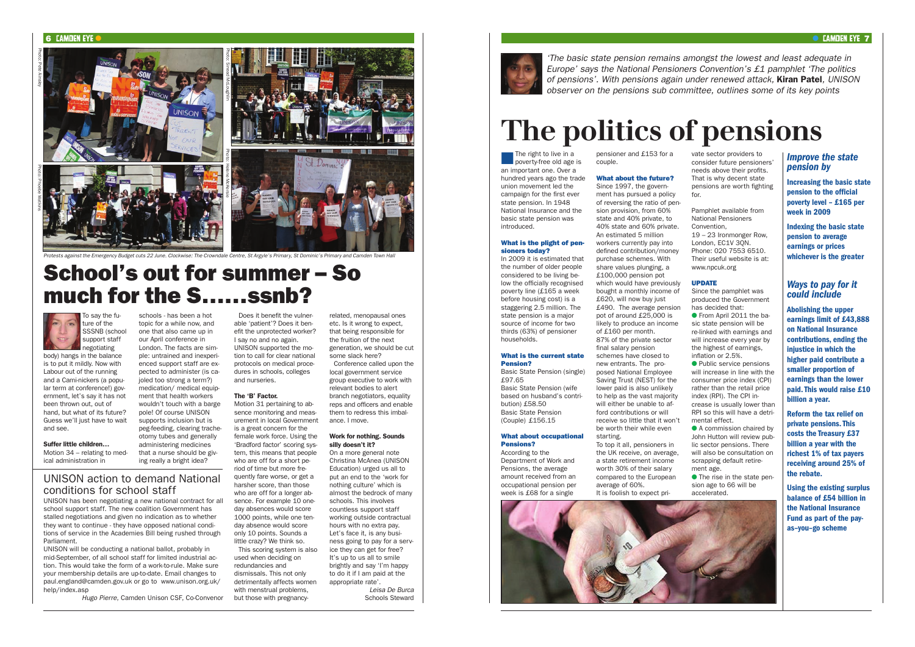Protests against the Emergency Budget cuts 22 June. Clockwise: The Crowndale Centre, St Argyle's Primary, St Dominic's Primary and Camden Town Hall

# School's out for summer – So much for the S......ssnb?

To say the future of the SSSNB (school support staff negotiating body) hangs in the balance is to put it mildly. Now with Labour out of the running and a Cami-nickers (a popular term at conference!) government, let's say it has not been thrown out, out of hand, but what of its future? Guess we'll just have to wait and see.

### Suffer little children…

Motion 34 – relating to medical administration in schools - has been a hot topic for a while now, and one that also came up in our April conference in London. The facts are simple: untrained and inexperienced support staff are expected to administer (is cajoled too strong a term?) medication/ medical equipment that health workers wouldn't touch with a barge pole! Of course UNISON supports inclusion but is peg-feeding, clearing tracheotomy tubes and generally administering medicines that a nurse should be giving really a bright idea?

Does it benefit the vulnerable 'patient'? Does it benefit the unprotected worker? I say no and no again. UNISON supported the motion to call for clear national protocols on medical procedures in schools, colleges and nurseries.

### The 'B' Factor.

Motion 31 pertaining to absence monitoring and measurement in local Government is a great concern for the female work force. Using the 'Bradford factor' scoring system, this means that people who are off for a short period of time but more frequently fare worse, or get a harsher score, than those who are off for a longer absence. For example 10 one-day absences would score 1000 points, while one ten-day absence would score only 10 points. Sounds a little crazy? We think so.

This scoring system is also used when deciding on redundancies and dismissals. This not only detrimentally affects women with menstrual problems, but those with pregnancy-related, menopausal ones etc. Is it wrong to expect, that being responsible for the fruition of the next generation, we should be cut some slack here?

Conference called upon the local government service group executive to work with relevant bodies to alert branch negotiators, equality reps and officers and enable them to redress this imbalance. I move.

### Work for nothing. Sounds silly doesn't it?

On a more general note Christina McAnea (UNISON Education) urged us all to put an end to the 'work for nothing culture' which is almost the bedrock of many schools. This involves countless support staff working outside contractual hours with no extra pay. Let's face it, is any business going to pay for a service they can get for free? It's up to us all to smile brightly and say 'I'm happy to do it if I am paid at the appropriate rate'.

*Leisa De Burca*
Schools Steward

## UNISON action to demand National conditions for school staff

UNISON has been negotiating a new national contract for all school support staff. The new coalition Government has stalled negotiations and given no indication as to whether they want to continue - they have opposed national conditions of service in the Academies Bill being rushed through Parliament.

UNISON will be conducting a national ballot, probably in mid-September, of all school staff for limited industrial action. This would take the form of a work-to-rule. Make sure your membership details are up-to-date. Email changes to paul.england@camden.gov.uk or go to www.unison.org.uk/help/index.asp

*Hugo Pierre,* Camden Unison CSF, Co-Convenor

---

*'The basic state pension remains amongst the lowest and least adequate in Europe' says the National Pensioners Convention's £1 pamphlet 'The politics of pensions'. With pensions again under renewed attack,* **Kiran Patel***, UNISON observer on the pensions sub committee, outlines some of its key points*

# The politics of pensions

The right to live in a poverty-free old age is an important one. Over a hundred years ago the trade union movement led the campaign for the first ever state pension. In 1948 National Insurance and the basic state pension was introduced.

### What is the plight of pensioners today?

In 2009 it is estimated that the number of older people considered to be living below the officially recognised poverty line (£165 a week before housing cost) is a staggering 2.5 million. The state pension is a major source of income for two thirds (63%) of pensioner households.

### What is the current state Pension?

Basic State Pension (single) £97.65
Basic State Pension (wife based on husband's contribution) £58.50
Basic State Pension (Couple) £156.15

### What about occupational Pensions?

According to the Department of Work and Pensions, the average amount received from an occupational pension per week is £68 for a single pensioner and £153 for a couple.

### What about the future?

Since 1997, the government has pursued a policy of reversing the ratio of pension provision, from 60% state and 40% private, to 40% state and 60% private. An estimated 5 million workers currently pay into defined contribution/money purchase schemes. With share values plunging, a £100,000 pension pot which would have previously bought a monthly income of £620, will now buy just £490. The average pension pot of around £25,000 is likely to produce an income of £160 per month. 87% of the private sector final salary pension schemes have closed to new entrants. The proposed National Employee Saving Trust (NEST) for the lower paid is also unlikely to help as the vast majority will either be unable to afford contributions or will receive so little that it won't be worth their while even starting.

To top it all, pensioners in the UK receive, on average, a state retirement income worth 30% of their salary compared to the European average of 60%.

It is foolish to expect private sector providers to consider future pensioners' needs above their profits. That is why decent state pensions are worth fighting for.

Pamphlet available from National Pensioners Convention,
19 – 23 Ironmonger Row, London, EC1V 3QN.
Phone: 020 7553 6510.
Their useful website is at: www.npcuk.org

### UPDATE

Since the pamphlet was produced the Government has decided that:

- From April 2011 the basic state pension will be re-linked with earnings and will increase every year by the highest of earnings, inflation or 2.5%.
- Public service pensions will increase in line with the consumer price index (CPI) rather than the retail price index (RPI). The CPI increase is usually lower than RPI so this will have a detrimental effect.
- A commission chaired by John Hutton will review public sector pensions. There will also be consultation on scrapping default retirement age.
- The rise in the state pension age to 66 will be accelerated.

## *Improve the state pension by*

**Increasing the basic state pension to the official poverty level – £165 per week in 2009**

**Indexing the basic state pension to average earnings or prices whichever is the greater**

## *Ways to pay for it could include*

**Abolishing the upper earnings limit of £43,888 on National Insurance contributions, ending the injustice in which the higher paid contribute a smaller proportion of earnings than the lower paid. This would raise £10 billion a year.**

**Reform the tax relief on private pensions. This costs the Treasury £37 billion a year with the richest 1% of tax payers receiving around 25% of the rebate.**

**Using the existing surplus balance of £54 billion in the National Insurance Fund as part of the pay-as–you–go scheme**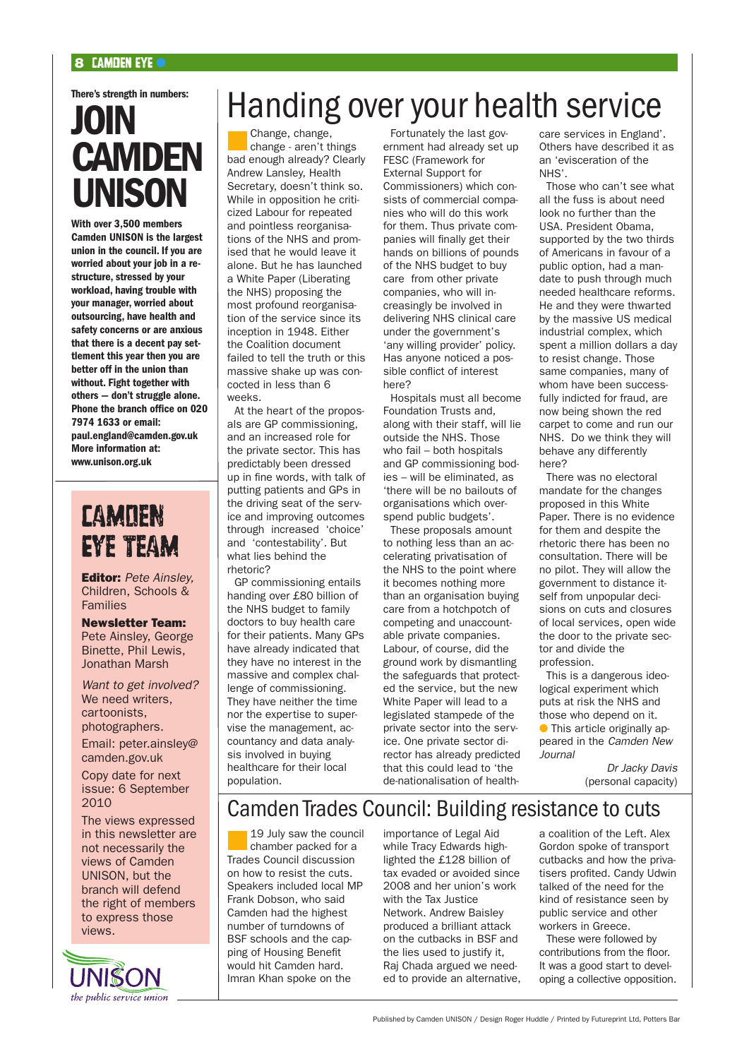There's strength in numbers:

# JOIN CAMDEN UNISON

**With over 3,500 members Camden UNISON is the largest union in the council. If you are worried about your job in a restructure, stressed by your workload, having trouble with your manager, worried about outsourcing, have health and safety concerns or are anxious that there is a decent pay settlement this year then you are better off in the union than without. Fight together with others – don't struggle alone. Phone the branch office on 020 7974 1633 or email: paul.england@camden.gov.uk More information at: www.unison.org.uk**

## CAMDEN EYE TEAM

**Editor:** *Pete Ainsley,* Children, Schools & Families

**Newsletter Team:** Pete Ainsley, George Binette, Phil Lewis, Jonathan Marsh

*Want to get involved?* We need writers, cartoonists, photographers. Email: peter.ainsley@camden.gov.uk

Copy date for next issue: 6 September 2010

The views expressed in this newsletter are not necessarily the views of Camden UNISON, but the branch will defend the right of members to express those views.

UNISON the public service union

# Handing over your health service

Change, change, change - aren't things bad enough already? Clearly Andrew Lansley, Health Secretary, doesn't think so. While in opposition he criticized Labour for repeated and pointless reorganisations of the NHS and promised that he would leave it alone. But he has launched a White Paper (Liberating the NHS) proposing the most profound reorganisation of the service since its inception in 1948. Either the Coalition document failed to tell the truth or this massive shake up was concocted in less than 6 weeks.

At the heart of the proposals are GP commissioning, and an increased role for the private sector. This has predictably been dressed up in fine words, with talk of putting patients and GPs in the driving seat of the service and improving outcomes through increased 'choice' and 'contestability'. But what lies behind the rhetoric?

GP commissioning entails handing over £80 billion of the NHS budget to family doctors to buy health care for their patients. Many GPs have already indicated that they have no interest in the massive and complex challenge of commissioning. They have neither the time nor the expertise to supervise the management, accountancy and data analysis involved in buying healthcare for their local population.

Fortunately the last government had already set up FESC (Framework for External Support for Commissioners) which consists of commercial companies who will do this work for them. Thus private companies will finally get their hands on billions of pounds of the NHS budget to buy care from other private companies, who will increasingly be involved in delivering NHS clinical care under the government's 'any willing provider' policy. Has anyone noticed a possible conflict of interest here?

Hospitals must all become Foundation Trusts and, along with their staff, will lie outside the NHS. Those who fail – both hospitals and GP commissioning bodies – will be eliminated, as 'there will be no bailouts of organisations which overspend public budgets'.

These proposals amount to nothing less than an accelerating privatisation of the NHS to the point where it becomes nothing more than an organisation buying care from a hotchpotch of competing and unaccountable private companies. Labour, of course, did the ground work by dismantling the safeguards that protected the service, but the new White Paper will lead to a legislated stampede of the private sector into the service. One private sector director has already predicted that this could lead to 'the de-nationalisation of healthcare services in England'. Others have described it as an 'evisceration of the NHS'.

Those who can't see what all the fuss is about need look no further than the USA. President Obama, supported by the two thirds of Americans in favour of a public option, had a mandate to push through much needed healthcare reforms. He and they were thwarted by the massive US medical industrial complex, which spent a million dollars a day to resist change. Those same companies, many of whom have been successfully indicted for fraud, are now being shown the red carpet to come and run our NHS. Do we think they will behave any differently here?

There was no electoral mandate for the changes proposed in this White Paper. There is no evidence for them and despite the rhetoric there has been no consultation. There will be no pilot. They will allow the government to distance itself from unpopular decisions on cuts and closures of local services, open wide the door to the private sector and divide the profession.

This is a dangerous ideological experiment which puts at risk the NHS and those who depend on it.

This article originally appeared in the *Camden New Journal*

*Dr Jacky Davis*
(personal capacity)

# Camden Trades Council: Building resistance to cuts

19 July saw the council chamber packed for a Trades Council discussion on how to resist the cuts. Speakers included local MP Frank Dobson, who said Camden had the highest number of turndowns of BSF schools and the capping of Housing Benefit would hit Camden hard. Imran Khan spoke on the importance of Legal Aid while Tracy Edwards highlighted the £128 billion of tax evaded or avoided since 2008 and her union's work with the Tax Justice Network. Andrew Baisley produced a brilliant attack on the cutbacks in BSF and the lies used to justify it, Raj Chada argued we needed to provide an alternative, a coalition of the Left. Alex Gordon spoke of transport cutbacks and how the privatisers profited. Candy Udwin talked of the need for the kind of resistance seen by public service and other workers in Greece.

These were followed by contributions from the floor. It was a good start to developing a collective opposition.

Published by Camden UNISON / Design Roger Huddle / Printed by Futureprint Ltd, Potters Bar